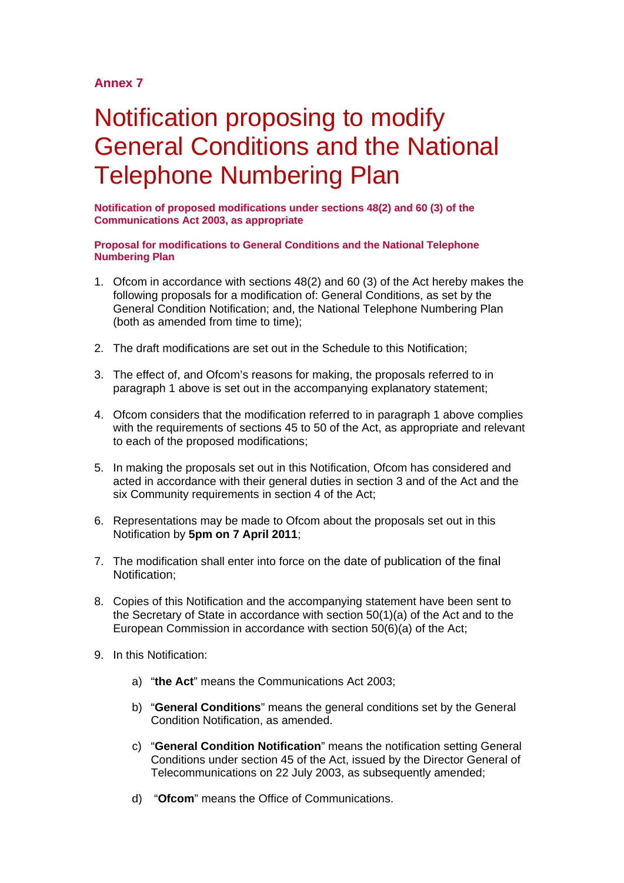**Annex 7**

# Notification proposing to modify General Conditions and the National Telephone Numbering Plan

**Notification of proposed modifications under sections 48(2) and 60 (3) of the Communications Act 2003, as appropriate**

**Proposal for modifications to General Conditions and the National Telephone Numbering Plan**

1. Ofcom in accordance with sections 48(2) and 60 (3) of the Act hereby makes the following proposals for a modification of: General Conditions, as set by the General Condition Notification; and, the National Telephone Numbering Plan (both as amended from time to time);

2. The draft modifications are set out in the Schedule to this Notification;

3. The effect of, and Ofcom's reasons for making, the proposals referred to in paragraph 1 above is set out in the accompanying explanatory statement;

4. Ofcom considers that the modification referred to in paragraph 1 above complies with the requirements of sections 45 to 50 of the Act, as appropriate and relevant to each of the proposed modifications;

5. In making the proposals set out in this Notification, Ofcom has considered and acted in accordance with their general duties in section 3 and of the Act and the six Community requirements in section 4 of the Act;

6. Representations may be made to Ofcom about the proposals set out in this Notification by **5pm on 7 April 2011**;

7. The modification shall enter into force on the date of publication of the final Notification;

8. Copies of this Notification and the accompanying statement have been sent to the Secretary of State in accordance with section 50(1)(a) of the Act and to the European Commission in accordance with section 50(6)(a) of the Act;

9. In this Notification:

    a) "**the Act**" means the Communications Act 2003;

    b) "**General Conditions**" means the general conditions set by the General Condition Notification, as amended.

    c) "**General Condition Notification**" means the notification setting General Conditions under section 45 of the Act, issued by the Director General of Telecommunications on 22 July 2003, as subsequently amended;

    d) "**Ofcom**" means the Office of Communications.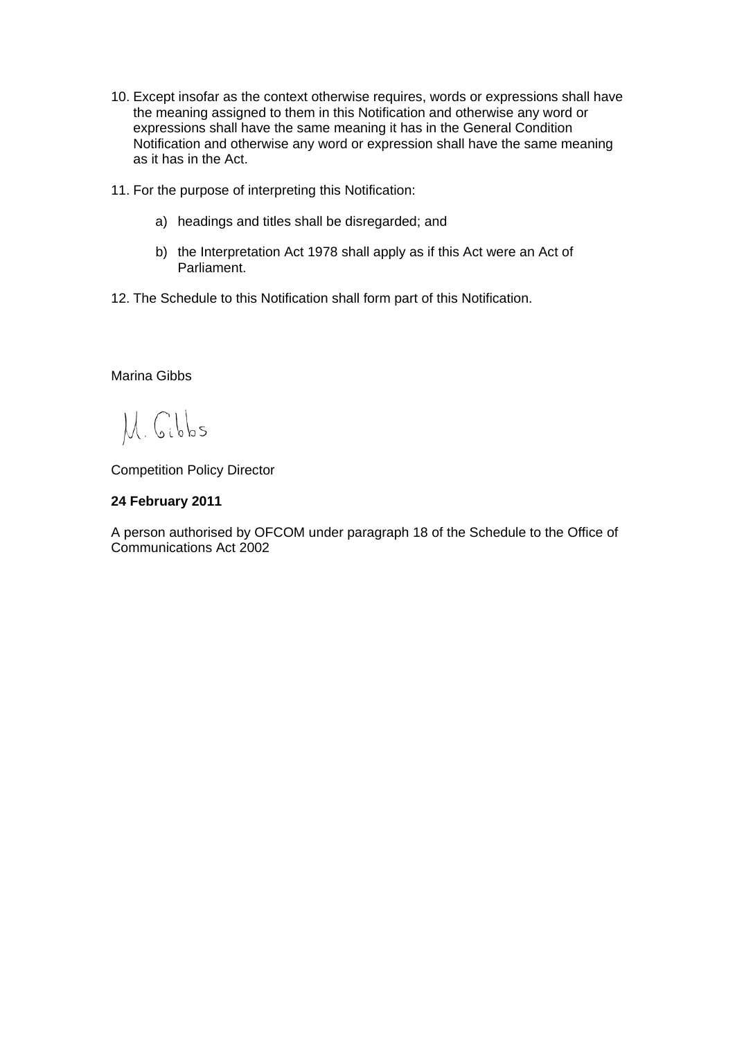10. Except insofar as the context otherwise requires, words or expressions shall have the meaning assigned to them in this Notification and otherwise any word or expressions shall have the same meaning it has in the General Condition Notification and otherwise any word or expression shall have the same meaning as it has in the Act.

11. For the purpose of interpreting this Notification:

    a) headings and titles shall be disregarded; and

    b) the Interpretation Act 1978 shall apply as if this Act were an Act of Parliament.

12. The Schedule to this Notification shall form part of this Notification.

Marina Gibbs

M. Gibbs

Competition Policy Director

**24 February 2011**

A person authorised by OFCOM under paragraph 18 of the Schedule to the Office of Communications Act 2002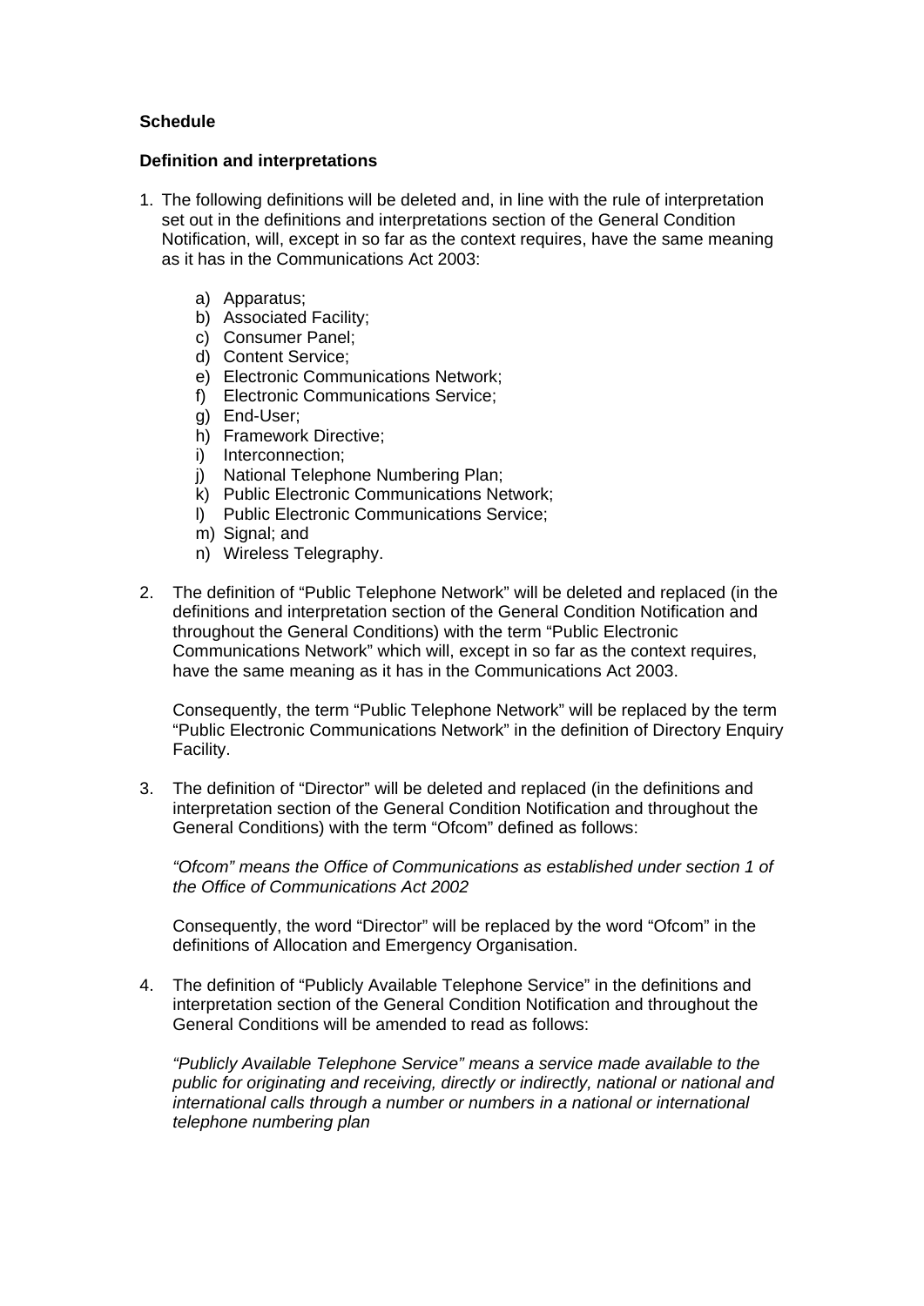**Schedule**

**Definition and interpretations**

1. The following definitions will be deleted and, in line with the rule of interpretation set out in the definitions and interpretations section of the General Condition Notification, will, except in so far as the context requires, have the same meaning as it has in the Communications Act 2003:

    a) Apparatus;
    b) Associated Facility;
    c) Consumer Panel;
    d) Content Service;
    e) Electronic Communications Network;
    f) Electronic Communications Service;
    g) End-User;
    h) Framework Directive;
    i) Interconnection;
    j) National Telephone Numbering Plan;
    k) Public Electronic Communications Network;
    l) Public Electronic Communications Service;
    m) Signal; and
    n) Wireless Telegraphy.

2. The definition of "Public Telephone Network" will be deleted and replaced (in the definitions and interpretation section of the General Condition Notification and throughout the General Conditions) with the term "Public Electronic Communications Network" which will, except in so far as the context requires, have the same meaning as it has in the Communications Act 2003.

    Consequently, the term "Public Telephone Network" will be replaced by the term "Public Electronic Communications Network" in the definition of Directory Enquiry Facility.

3. The definition of "Director" will be deleted and replaced (in the definitions and interpretation section of the General Condition Notification and throughout the General Conditions) with the term "Ofcom" defined as follows:

    *"Ofcom" means the Office of Communications as established under section 1 of the Office of Communications Act 2002*

    Consequently, the word "Director" will be replaced by the word "Ofcom" in the definitions of Allocation and Emergency Organisation.

4. The definition of "Publicly Available Telephone Service" in the definitions and interpretation section of the General Condition Notification and throughout the General Conditions will be amended to read as follows:

    *"Publicly Available Telephone Service" means a service made available to the public for originating and receiving, directly or indirectly, national or national and international calls through a number or numbers in a national or international telephone numbering plan*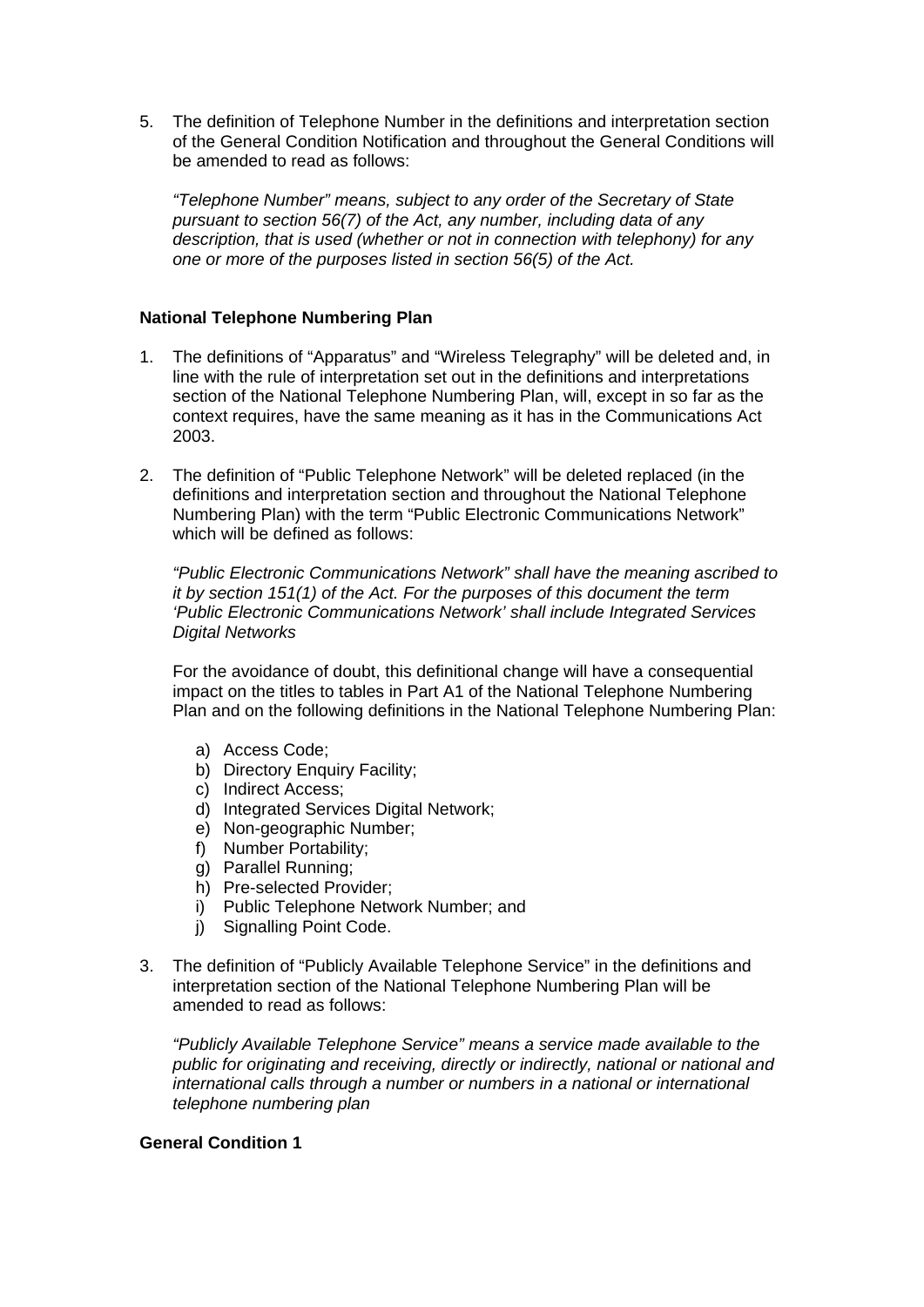5. The definition of Telephone Number in the definitions and interpretation section of the General Condition Notification and throughout the General Conditions will be amended to read as follows:

   *"Telephone Number" means, subject to any order of the Secretary of State pursuant to section 56(7) of the Act, any number, including data of any description, that is used (whether or not in connection with telephony) for any one or more of the purposes listed in section 56(5) of the Act.*

**National Telephone Numbering Plan**

1. The definitions of "Apparatus" and "Wireless Telegraphy" will be deleted and, in line with the rule of interpretation set out in the definitions and interpretations section of the National Telephone Numbering Plan, will, except in so far as the context requires, have the same meaning as it has in the Communications Act 2003.

2. The definition of "Public Telephone Network" will be deleted replaced (in the definitions and interpretation section and throughout the National Telephone Numbering Plan) with the term "Public Electronic Communications Network" which will be defined as follows:

   *"Public Electronic Communications Network" shall have the meaning ascribed to it by section 151(1) of the Act. For the purposes of this document the term 'Public Electronic Communications Network' shall include Integrated Services Digital Networks*

   For the avoidance of doubt, this definitional change will have a consequential impact on the titles to tables in Part A1 of the National Telephone Numbering Plan and on the following definitions in the National Telephone Numbering Plan:

   a) Access Code;
   b) Directory Enquiry Facility;
   c) Indirect Access;
   d) Integrated Services Digital Network;
   e) Non-geographic Number;
   f) Number Portability;
   g) Parallel Running;
   h) Pre-selected Provider;
   i) Public Telephone Network Number; and
   j) Signalling Point Code.

3. The definition of "Publicly Available Telephone Service" in the definitions and interpretation section of the National Telephone Numbering Plan will be amended to read as follows:

   *"Publicly Available Telephone Service" means a service made available to the public for originating and receiving, directly or indirectly, national or national and international calls through a number or numbers in a national or international telephone numbering plan*

**General Condition 1**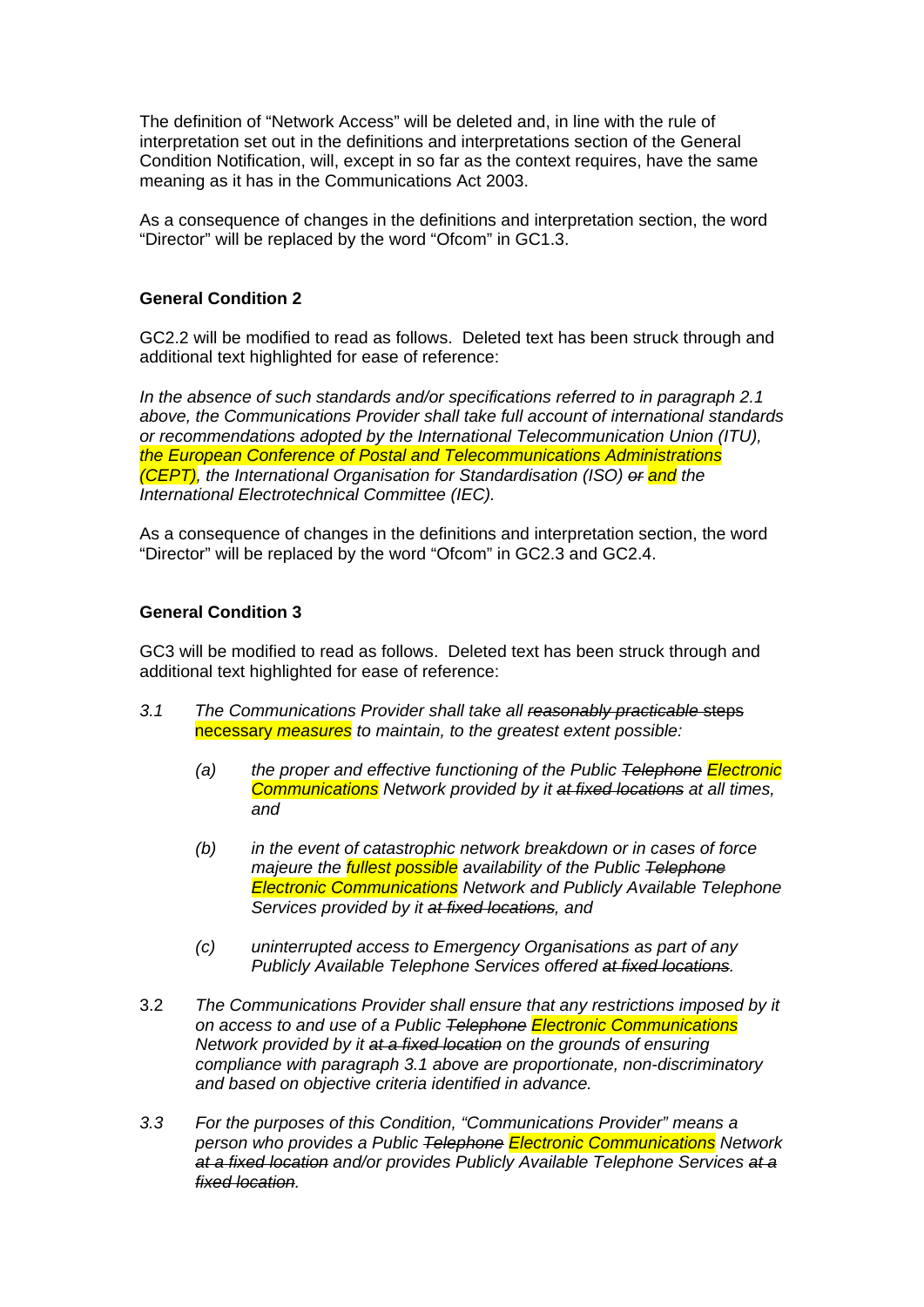The definition of "Network Access" will be deleted and, in line with the rule of interpretation set out in the definitions and interpretations section of the General Condition Notification, will, except in so far as the context requires, have the same meaning as it has in the Communications Act 2003.

As a consequence of changes in the definitions and interpretation section, the word "Director" will be replaced by the word "Ofcom" in GC1.3.

**General Condition 2**

GC2.2 will be modified to read as follows. Deleted text has been struck through and additional text highlighted for ease of reference:

*In the absence of such standards and/or specifications referred to in paragraph 2.1 above, the Communications Provider shall take full account of international standards or recommendations adopted by the International Telecommunication Union (ITU), the European Conference of Postal and Telecommunications Administrations (CEPT), the International Organisation for Standardisation (ISO) ~~or~~ and the International Electrotechnical Committee (IEC).*

As a consequence of changes in the definitions and interpretation section, the word "Director" will be replaced by the word "Ofcom" in GC2.3 and GC2.4.

**General Condition 3**

GC3 will be modified to read as follows. Deleted text has been struck through and additional text highlighted for ease of reference:

*3.1 The Communications Provider shall take all ~~reasonably practicable~~ ~~steps~~ necessary measures to maintain, to the greatest extent possible:*

*(a) the proper and effective functioning of the Public ~~Telephone~~ Electronic Communications Network provided by it ~~at fixed locations~~ at all times, and*

*(b) in the event of catastrophic network breakdown or in cases of force majeure the fullest possible availability of the Public ~~Telephone~~ Electronic Communications Network and Publicly Available Telephone Services provided by it ~~at fixed locations~~, and*

*(c) uninterrupted access to Emergency Organisations as part of any Publicly Available Telephone Services offered ~~at fixed locations~~.*

3.2 *The Communications Provider shall ensure that any restrictions imposed by it on access to and use of a Public ~~Telephone~~ Electronic Communications Network provided by it ~~at a fixed location~~ on the grounds of ensuring compliance with paragraph 3.1 above are proportionate, non-discriminatory and based on objective criteria identified in advance.*

*3.3 For the purposes of this Condition, "Communications Provider" means a person who provides a Public ~~Telephone~~ Electronic Communications Network ~~at a fixed location~~ and/or provides Publicly Available Telephone Services ~~at a fixed location~~.*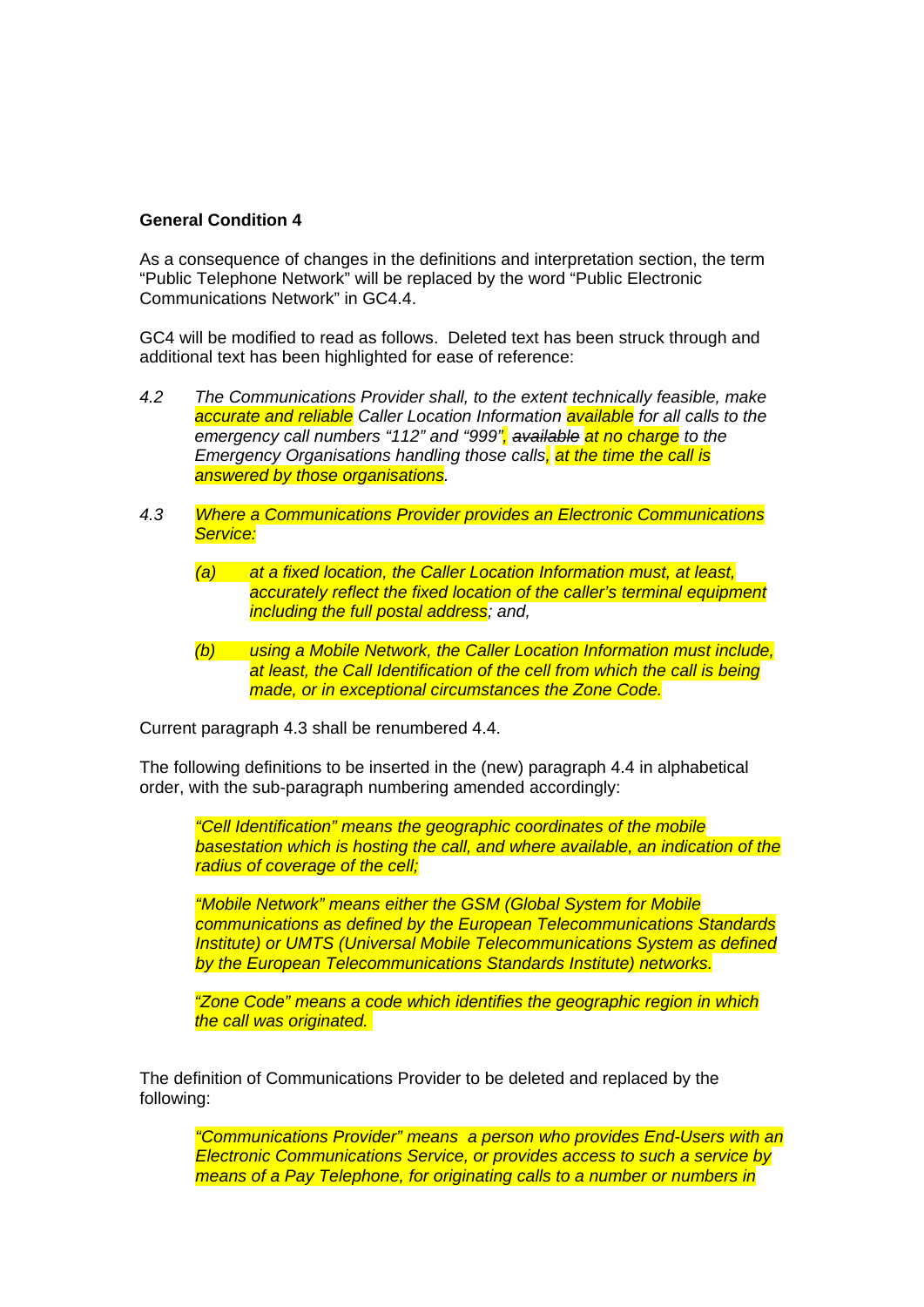**General Condition 4**

As a consequence of changes in the definitions and interpretation section, the term “Public Telephone Network” will be replaced by the word “Public Electronic Communications Network” in GC4.4.

GC4 will be modified to read as follows. Deleted text has been struck through and additional text has been highlighted for ease of reference:

4.2 *The Communications Provider shall, to the extent technically feasible, make accurate and reliable Caller Location Information available for all calls to the emergency call numbers “112” and “999”, ~~available~~ at no charge to the Emergency Organisations handling those calls, at the time the call is answered by those organisations.*

4.3 *Where a Communications Provider provides an Electronic Communications Service:*

*(a) at a fixed location, the Caller Location Information must, at least, accurately reflect the fixed location of the caller’s terminal equipment including the full postal address; and,*

*(b) using a Mobile Network, the Caller Location Information must include, at least, the Call Identification of the cell from which the call is being made, or in exceptional circumstances the Zone Code.*

Current paragraph 4.3 shall be renumbered 4.4.

The following definitions to be inserted in the (new) paragraph 4.4 in alphabetical order, with the sub-paragraph numbering amended accordingly:

*“Cell Identification” means the geographic coordinates of the mobile basestation which is hosting the call, and where available, an indication of the radius of coverage of the cell;*

*“Mobile Network” means either the GSM (Global System for Mobile communications as defined by the European Telecommunications Standards Institute) or UMTS (Universal Mobile Telecommunications System as defined by the European Telecommunications Standards Institute) networks.*

*“Zone Code” means a code which identifies the geographic region in which the call was originated.*

The definition of Communications Provider to be deleted and replaced by the following:

*“Communications Provider” means a person who provides End-Users with an Electronic Communications Service, or provides access to such a service by means of a Pay Telephone, for originating calls to a number or numbers in*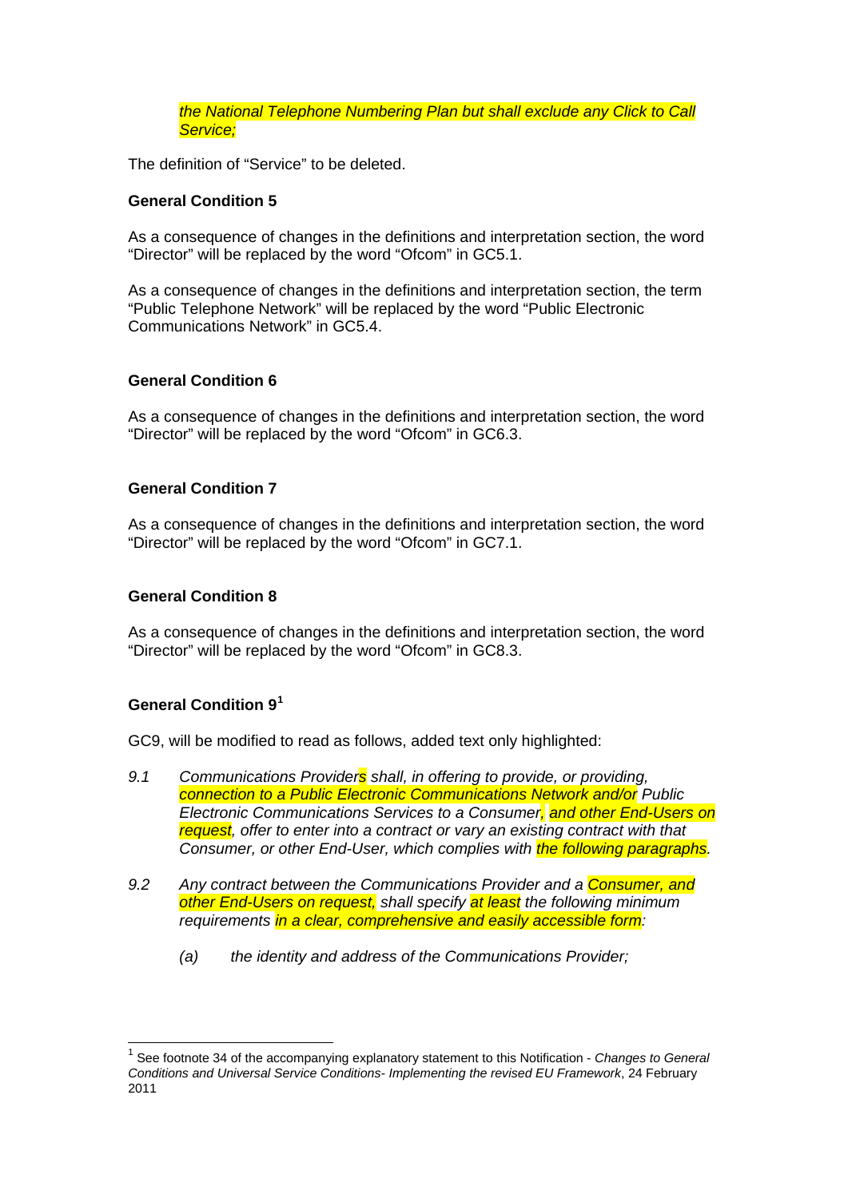*the National Telephone Numbering Plan but shall exclude any Click to Call Service;*

The definition of "Service" to be deleted.

**General Condition 5**

As a consequence of changes in the definitions and interpretation section, the word "Director" will be replaced by the word "Ofcom" in GC5.1.

As a consequence of changes in the definitions and interpretation section, the term "Public Telephone Network" will be replaced by the word "Public Electronic Communications Network" in GC5.4.

**General Condition 6**

As a consequence of changes in the definitions and interpretation section, the word "Director" will be replaced by the word "Ofcom" in GC6.3.

**General Condition 7**

As a consequence of changes in the definitions and interpretation section, the word "Director" will be replaced by the word "Ofcom" in GC7.1.

**General Condition 8**

As a consequence of changes in the definitions and interpretation section, the word "Director" will be replaced by the word "Ofcom" in GC8.3.

**General Condition 9**[1]

GC9, will be modified to read as follows, added text only highlighted:

*9.1 Communications Providers shall, in offering to provide, or providing, connection to a Public Electronic Communications Network and/or Public Electronic Communications Services to a Consumer, and other End-Users on request, offer to enter into a contract or vary an existing contract with that Consumer, or other End-User, which complies with the following paragraphs.*

*9.2 Any contract between the Communications Provider and a Consumer, and other End-Users on request, shall specify at least the following minimum requirements in a clear, comprehensive and easily accessible form:*

*(a) the identity and address of the Communications Provider;*

[1] See footnote 34 of the accompanying explanatory statement to this Notification - *Changes to General Conditions and Universal Service Conditions- Implementing the revised EU Framework*, 24 February 2011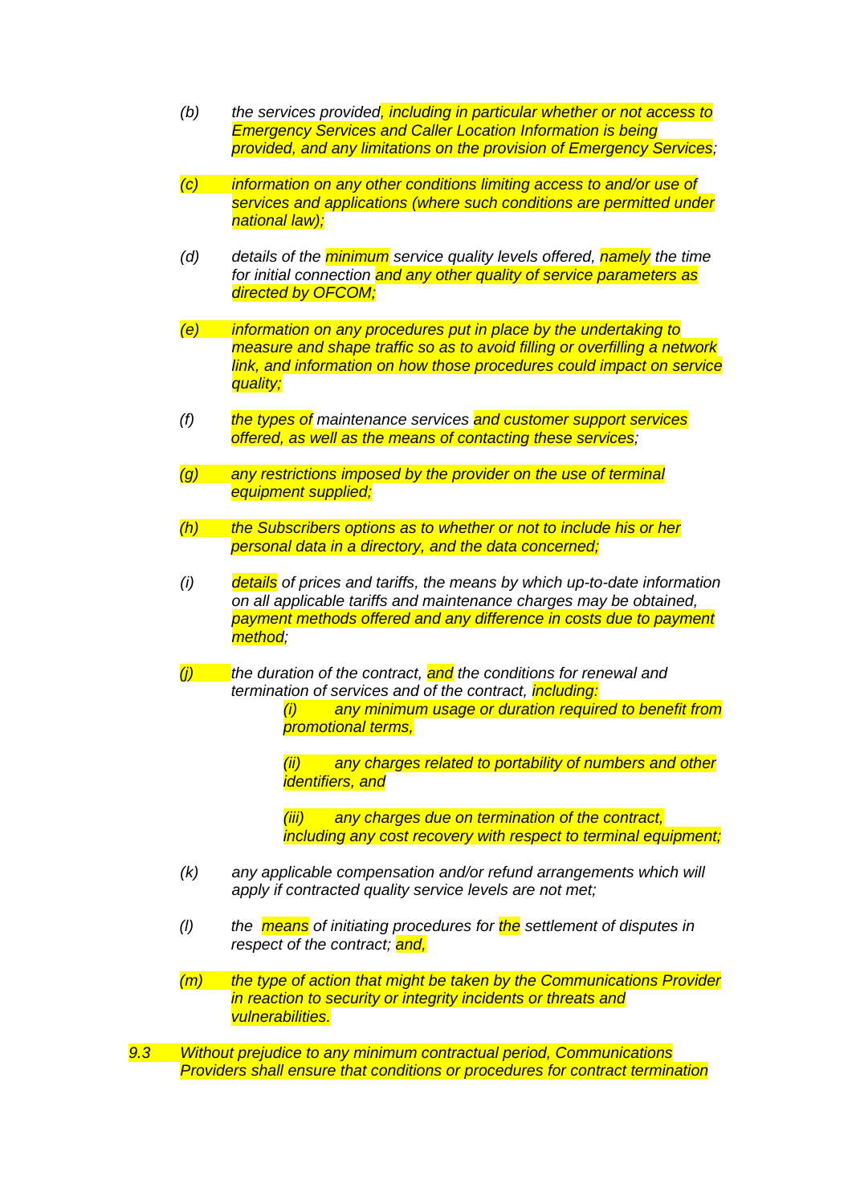*(b) the services provided, including in particular whether or not access to Emergency Services and Caller Location Information is being provided, and any limitations on the provision of Emergency Services;*

*(c) information on any other conditions limiting access to and/or use of services and applications (where such conditions are permitted under national law);*

*(d) details of the minimum service quality levels offered, namely the time for initial connection and any other quality of service parameters as directed by OFCOM;*

*(e) information on any procedures put in place by the undertaking to measure and shape traffic so as to avoid filling or overfilling a network link, and information on how those procedures could impact on service quality;*

*(f) the types of maintenance services and customer support services offered, as well as the means of contacting these services;*

*(g) any restrictions imposed by the provider on the use of terminal equipment supplied;*

*(h) the Subscribers options as to whether or not to include his or her personal data in a directory, and the data concerned;*

*(i) details of prices and tariffs, the means by which up-to-date information on all applicable tariffs and maintenance charges may be obtained, payment methods offered and any difference in costs due to payment method;*

*(j) the duration of the contract, and the conditions for renewal and termination of services and of the contract, including:*

*(i) any minimum usage or duration required to benefit from promotional terms,*

*(ii) any charges related to portability of numbers and other identifiers, and*

*(iii) any charges due on termination of the contract, including any cost recovery with respect to terminal equipment;*

*(k) any applicable compensation and/or refund arrangements which will apply if contracted quality service levels are not met;*

*(l) the means of initiating procedures for the settlement of disputes in respect of the contract; and,*

*(m) the type of action that might be taken by the Communications Provider in reaction to security or integrity incidents or threats and vulnerabilities.*

*9.3 Without prejudice to any minimum contractual period, Communications Providers shall ensure that conditions or procedures for contract termination*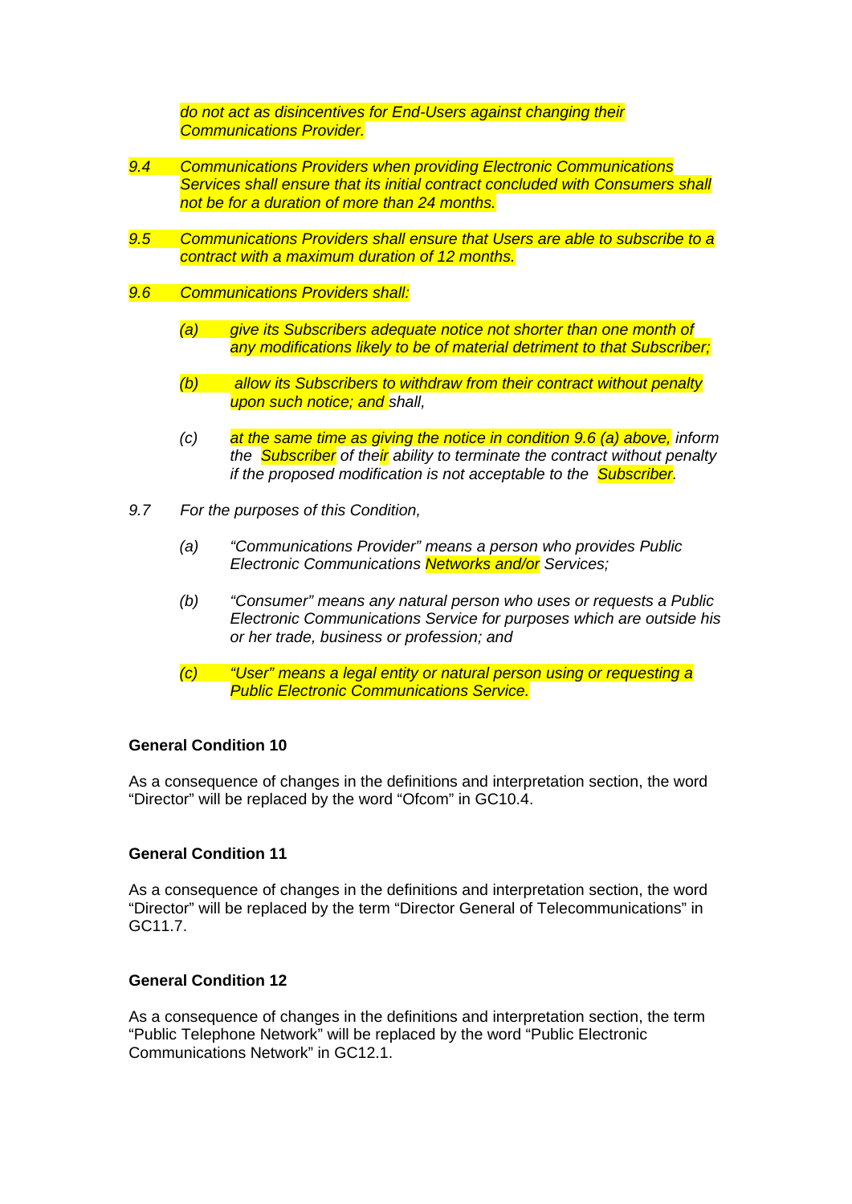*do not act as disincentives for End-Users against changing their Communications Provider.*

*9.4 Communications Providers when providing Electronic Communications Services shall ensure that its initial contract concluded with Consumers shall not be for a duration of more than 24 months.*

*9.5 Communications Providers shall ensure that Users are able to subscribe to a contract with a maximum duration of 12 months.*

*9.6 Communications Providers shall:*

*(a) give its Subscribers adequate notice not shorter than one month of any modifications likely to be of material detriment to that Subscriber;*

*(b) allow its Subscribers to withdraw from their contract without penalty upon such notice; and shall,*

*(c) at the same time as giving the notice in condition 9.6 (a) above, inform the Subscriber of their ability to terminate the contract without penalty if the proposed modification is not acceptable to the Subscriber.*

*9.7 For the purposes of this Condition,*

*(a) "Communications Provider" means a person who provides Public Electronic Communications Networks and/or Services;*

*(b) "Consumer" means any natural person who uses or requests a Public Electronic Communications Service for purposes which are outside his or her trade, business or profession; and*

*(c) "User" means a legal entity or natural person using or requesting a Public Electronic Communications Service.*

**General Condition 10**

As a consequence of changes in the definitions and interpretation section, the word "Director" will be replaced by the word "Ofcom" in GC10.4.

**General Condition 11**

As a consequence of changes in the definitions and interpretation section, the word "Director" will be replaced by the term "Director General of Telecommunications" in GC11.7.

**General Condition 12**

As a consequence of changes in the definitions and interpretation section, the term "Public Telephone Network" will be replaced by the word "Public Electronic Communications Network" in GC12.1.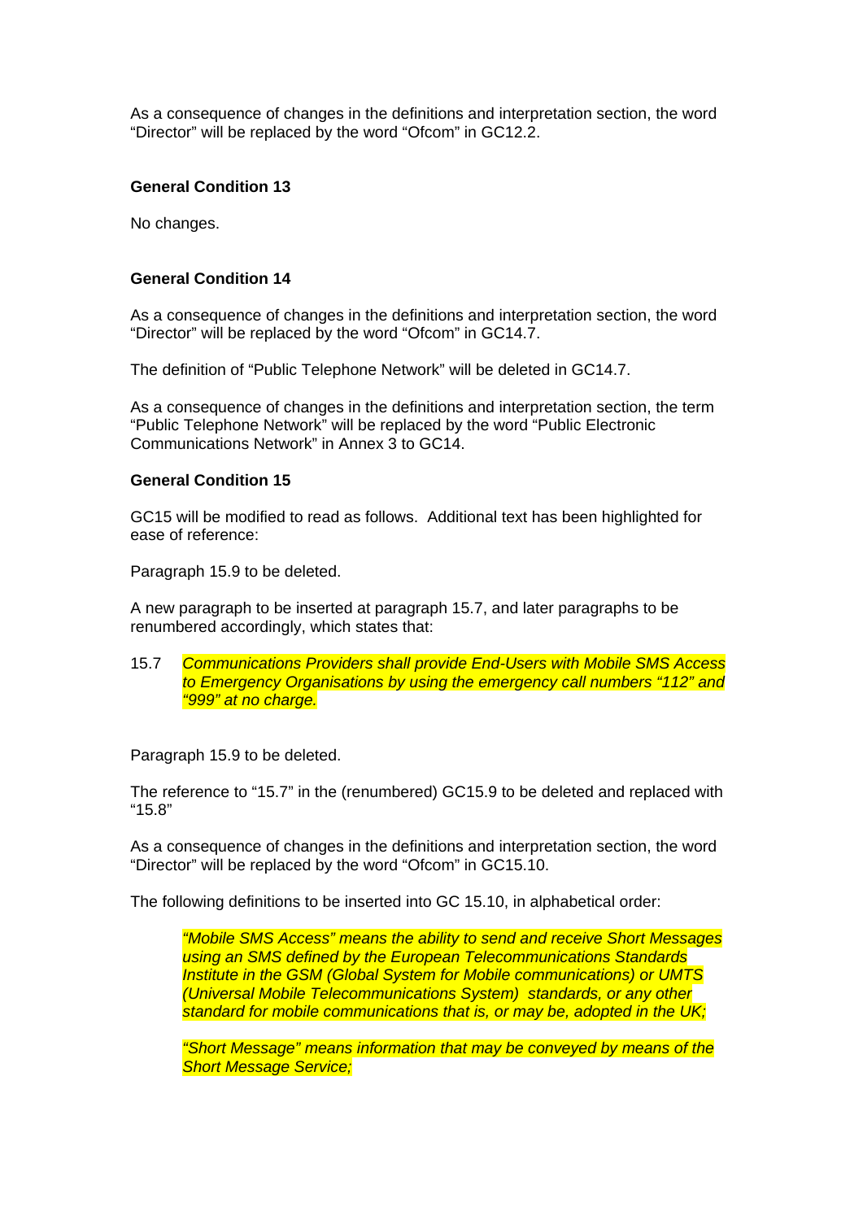As a consequence of changes in the definitions and interpretation section, the word "Director" will be replaced by the word "Ofcom" in GC12.2.

**General Condition 13**

No changes.

**General Condition 14**

As a consequence of changes in the definitions and interpretation section, the word "Director" will be replaced by the word "Ofcom" in GC14.7.

The definition of "Public Telephone Network" will be deleted in GC14.7.

As a consequence of changes in the definitions and interpretation section, the term "Public Telephone Network" will be replaced by the word "Public Electronic Communications Network" in Annex 3 to GC14.

**General Condition 15**

GC15 will be modified to read as follows. Additional text has been highlighted for ease of reference:

Paragraph 15.9 to be deleted.

A new paragraph to be inserted at paragraph 15.7, and later paragraphs to be renumbered accordingly, which states that:

15.7 *Communications Providers shall provide End-Users with Mobile SMS Access to Emergency Organisations by using the emergency call numbers "112" and "999" at no charge.*

Paragraph 15.9 to be deleted.

The reference to "15.7" in the (renumbered) GC15.9 to be deleted and replaced with "15.8"

As a consequence of changes in the definitions and interpretation section, the word "Director" will be replaced by the word "Ofcom" in GC15.10.

The following definitions to be inserted into GC 15.10, in alphabetical order:

*"Mobile SMS Access" means the ability to send and receive Short Messages using an SMS defined by the European Telecommunications Standards Institute in the GSM (Global System for Mobile communications) or UMTS (Universal Mobile Telecommunications System) standards, or any other standard for mobile communications that is, or may be, adopted in the UK;*

*"Short Message" means information that may be conveyed by means of the Short Message Service;*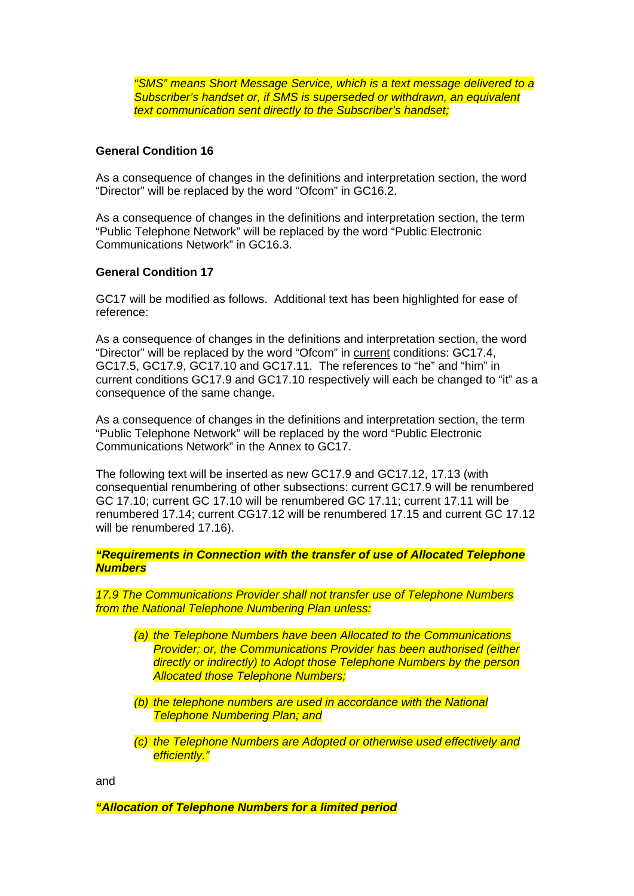*"SMS" means Short Message Service, which is a text message delivered to a Subscriber's handset or, if SMS is superseded or withdrawn, an equivalent text communication sent directly to the Subscriber's handset;*

**General Condition 16**

As a consequence of changes in the definitions and interpretation section, the word "Director" will be replaced by the word "Ofcom" in GC16.2.

As a consequence of changes in the definitions and interpretation section, the term "Public Telephone Network" will be replaced by the word "Public Electronic Communications Network" in GC16.3.

**General Condition 17**

GC17 will be modified as follows. Additional text has been highlighted for ease of reference:

As a consequence of changes in the definitions and interpretation section, the word "Director" will be replaced by the word "Ofcom" in current conditions: GC17.4, GC17.5, GC17.9, GC17.10 and GC17.11. The references to "he" and "him" in current conditions GC17.9 and GC17.10 respectively will each be changed to "it" as a consequence of the same change.

As a consequence of changes in the definitions and interpretation section, the term "Public Telephone Network" will be replaced by the word "Public Electronic Communications Network" in the Annex to GC17.

The following text will be inserted as new GC17.9 and GC17.12, 17.13 (with consequential renumbering of other subsections: current GC17.9 will be renumbered GC 17.10; current GC 17.10 will be renumbered GC 17.11; current 17.11 will be renumbered 17.14; current CG17.12 will be renumbered 17.15 and current GC 17.12 will be renumbered 17.16).

***"Requirements in Connection with the transfer of use of Allocated Telephone Numbers***

*17.9 The Communications Provider shall not transfer use of Telephone Numbers from the National Telephone Numbering Plan unless:*

- *(a) the Telephone Numbers have been Allocated to the Communications Provider; or, the Communications Provider has been authorised (either directly or indirectly) to Adopt those Telephone Numbers by the person Allocated those Telephone Numbers;*
- *(b) the telephone numbers are used in accordance with the National Telephone Numbering Plan; and*
- *(c) the Telephone Numbers are Adopted or otherwise used effectively and efficiently."*

and

***"Allocation of Telephone Numbers for a limited period***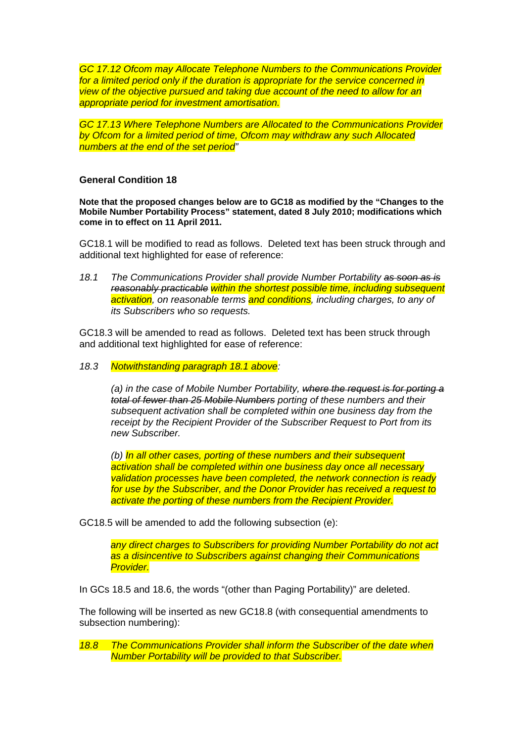*GC 17.12 Ofcom may Allocate Telephone Numbers to the Communications Provider for a limited period only if the duration is appropriate for the service concerned in view of the objective pursued and taking due account of the need to allow for an appropriate period for investment amortisation.*

*GC 17.13 Where Telephone Numbers are Allocated to the Communications Provider by Ofcom for a limited period of time, Ofcom may withdraw any such Allocated numbers at the end of the set period"*

### General Condition 18

**Note that the proposed changes below are to GC18 as modified by the "Changes to the Mobile Number Portability Process" statement, dated 8 July 2010; modifications which come in to effect on 11 April 2011.**

GC18.1 will be modified to read as follows. Deleted text has been struck through and additional text highlighted for ease of reference:

*18.1 The Communications Provider shall provide Number Portability ~~as soon as is reasonably practicable~~ within the shortest possible time, including subsequent activation, on reasonable terms and conditions, including charges, to any of its Subscribers who so requests.*

GC18.3 will be amended to read as follows. Deleted text has been struck through and additional text highlighted for ease of reference:

*18.3 Notwithstanding paragraph 18.1 above:*

*(a) in the case of Mobile Number Portability, ~~where the request is for porting a total of fewer than 25 Mobile Numbers~~ porting of these numbers and their subsequent activation shall be completed within one business day from the receipt by the Recipient Provider of the Subscriber Request to Port from its new Subscriber.*

*(b) In all other cases, porting of these numbers and their subsequent activation shall be completed within one business day once all necessary validation processes have been completed, the network connection is ready for use by the Subscriber, and the Donor Provider has received a request to activate the porting of these numbers from the Recipient Provider.*

GC18.5 will be amended to add the following subsection (e):

*any direct charges to Subscribers for providing Number Portability do not act as a disincentive to Subscribers against changing their Communications Provider.*

In GCs 18.5 and 18.6, the words "(other than Paging Portability)" are deleted.

The following will be inserted as new GC18.8 (with consequential amendments to subsection numbering):

*18.8 The Communications Provider shall inform the Subscriber of the date when Number Portability will be provided to that Subscriber.*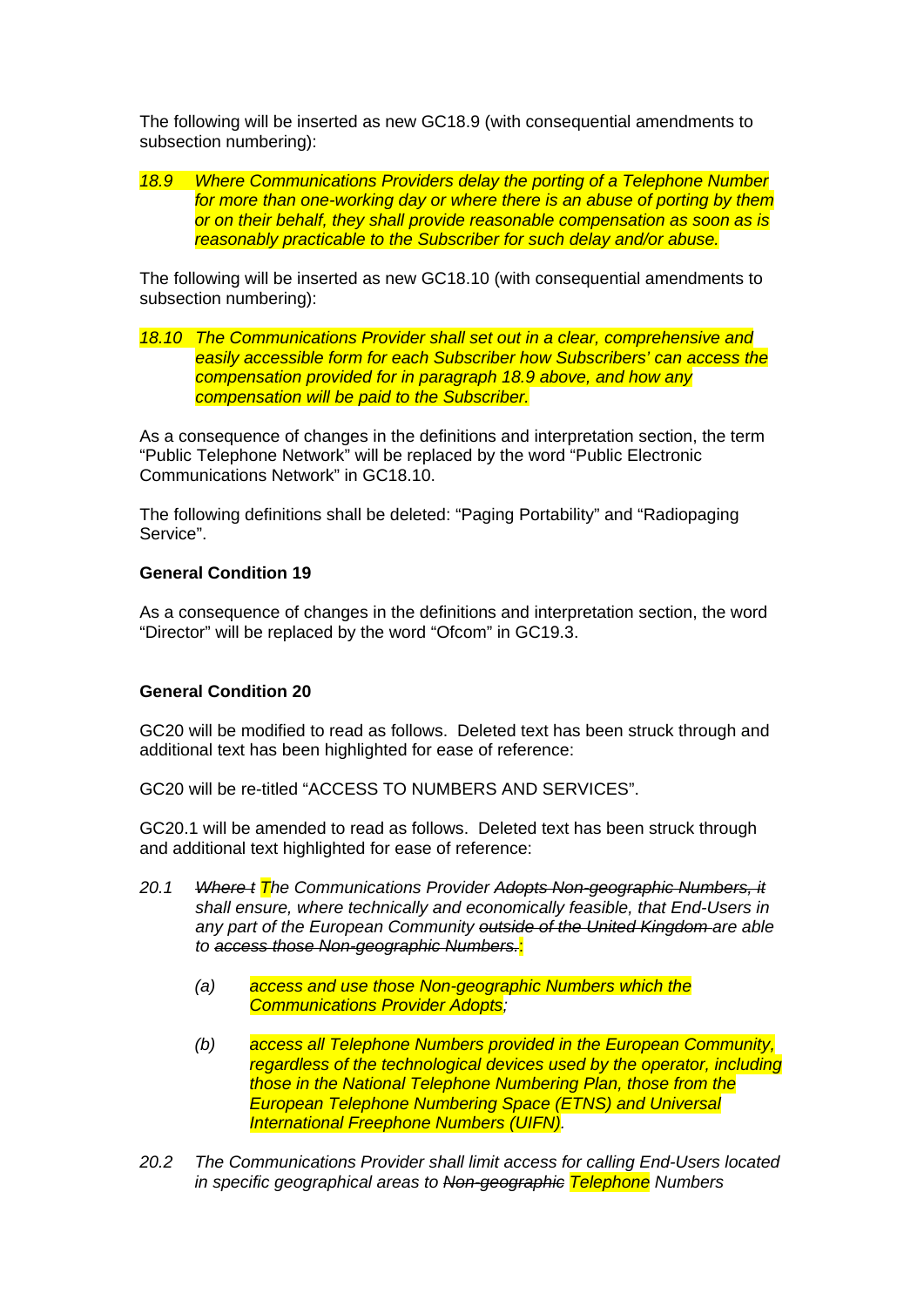The following will be inserted as new GC18.9 (with consequential amendments to subsection numbering):

*18.9 Where Communications Providers delay the porting of a Telephone Number for more than one-working day or where there is an abuse of porting by them or on their behalf, they shall provide reasonable compensation as soon as is reasonably practicable to the Subscriber for such delay and/or abuse.*

The following will be inserted as new GC18.10 (with consequential amendments to subsection numbering):

*18.10 The Communications Provider shall set out in a clear, comprehensive and easily accessible form for each Subscriber how Subscribers' can access the compensation provided for in paragraph 18.9 above, and how any compensation will be paid to the Subscriber.*

As a consequence of changes in the definitions and interpretation section, the term "Public Telephone Network" will be replaced by the word "Public Electronic Communications Network" in GC18.10.

The following definitions shall be deleted: "Paging Portability" and "Radiopaging Service".

**General Condition 19**

As a consequence of changes in the definitions and interpretation section, the word "Director" will be replaced by the word "Ofcom" in GC19.3.

**General Condition 20**

GC20 will be modified to read as follows. Deleted text has been struck through and additional text has been highlighted for ease of reference:

GC20 will be re-titled "ACCESS TO NUMBERS AND SERVICES".

GC20.1 will be amended to read as follows. Deleted text has been struck through and additional text highlighted for ease of reference:

*20.1 ~~Where t~~ The Communications Provider ~~Adopts Non-geographic Numbers, it~~ shall ensure, where technically and economically feasible, that End-Users in any part of the European Community ~~outside of the United Kingdom~~ are able to ~~access those Non-geographic Numbers.~~:*

*(a) access and use those Non-geographic Numbers which the Communications Provider Adopts;*

*(b) access all Telephone Numbers provided in the European Community, regardless of the technological devices used by the operator, including those in the National Telephone Numbering Plan, those from the European Telephone Numbering Space (ETNS) and Universal International Freephone Numbers (UIFN).*

*20.2 The Communications Provider shall limit access for calling End-Users located in specific geographical areas to ~~Non-geographic~~ Telephone Numbers*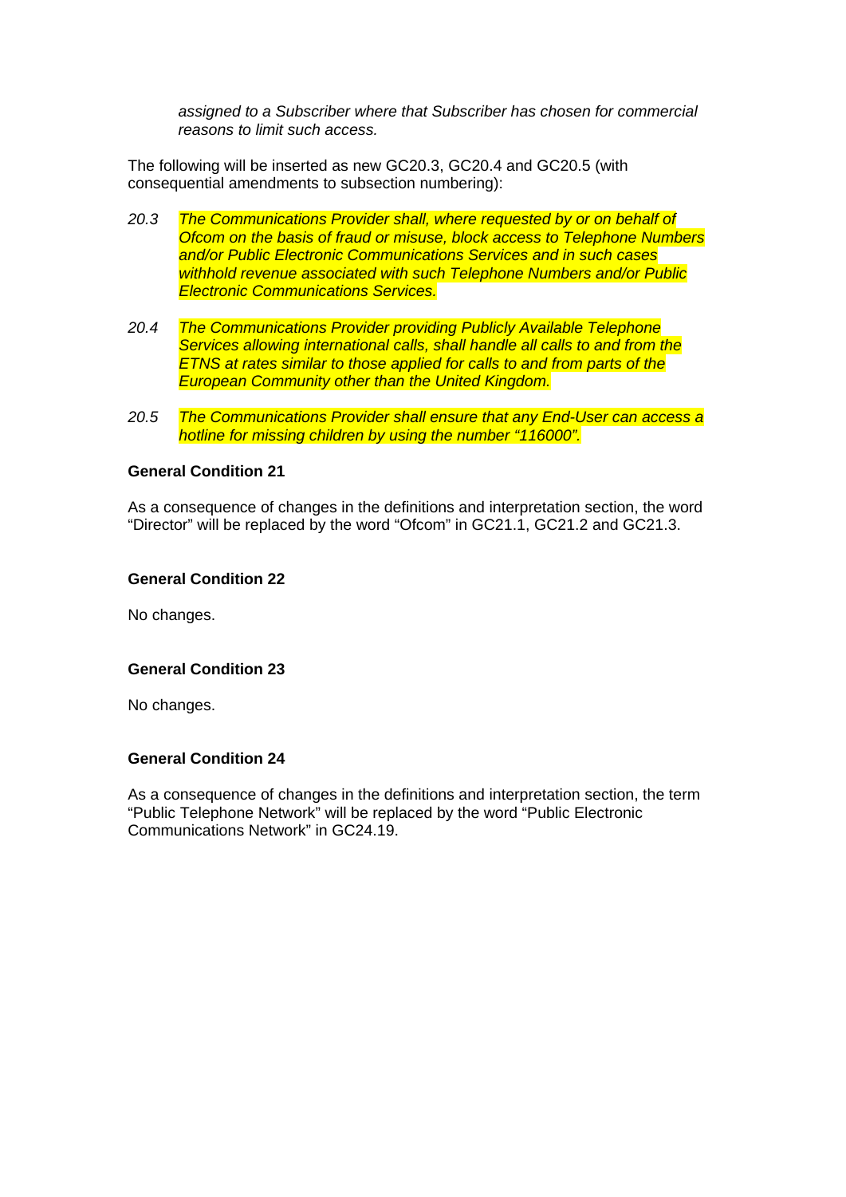*assigned to a Subscriber where that Subscriber has chosen for commercial reasons to limit such access.*

The following will be inserted as new GC20.3, GC20.4 and GC20.5 (with consequential amendments to subsection numbering):

*20.3 The Communications Provider shall, where requested by or on behalf of Ofcom on the basis of fraud or misuse, block access to Telephone Numbers and/or Public Electronic Communications Services and in such cases withhold revenue associated with such Telephone Numbers and/or Public Electronic Communications Services.*

*20.4 The Communications Provider providing Publicly Available Telephone Services allowing international calls, shall handle all calls to and from the ETNS at rates similar to those applied for calls to and from parts of the European Community other than the United Kingdom.*

*20.5 The Communications Provider shall ensure that any End-User can access a hotline for missing children by using the number "116000".*

**General Condition 21**

As a consequence of changes in the definitions and interpretation section, the word "Director" will be replaced by the word "Ofcom" in GC21.1, GC21.2 and GC21.3.

**General Condition 22**

No changes.

**General Condition 23**

No changes.

**General Condition 24**

As a consequence of changes in the definitions and interpretation section, the term "Public Telephone Network" will be replaced by the word "Public Electronic Communications Network" in GC24.19.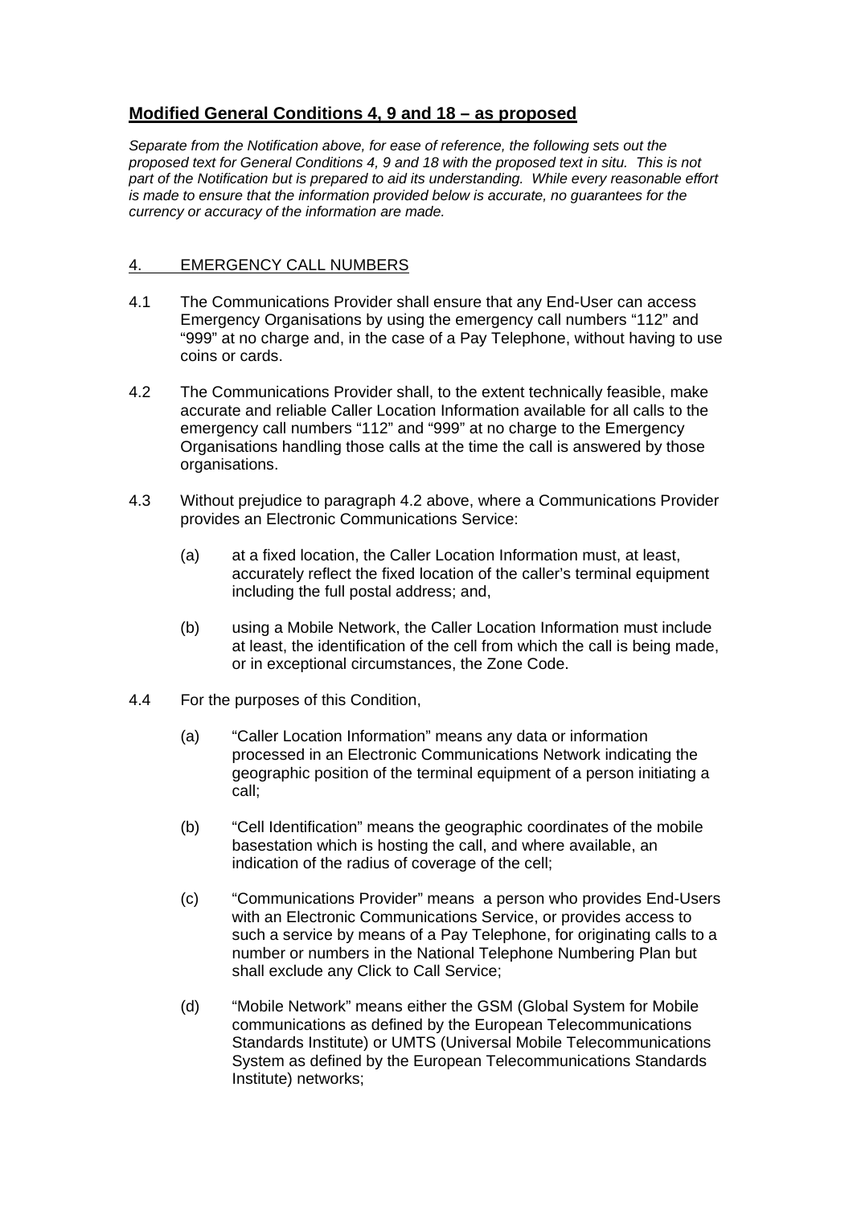## **Modified General Conditions 4, 9 and 18 – as proposed**

*Separate from the Notification above, for ease of reference, the following sets out the proposed text for General Conditions 4, 9 and 18 with the proposed text in situ. This is not part of the Notification but is prepared to aid its understanding. While every reasonable effort is made to ensure that the information provided below is accurate, no guarantees for the currency or accuracy of the information are made.*

### 4. EMERGENCY CALL NUMBERS

4.1 The Communications Provider shall ensure that any End-User can access Emergency Organisations by using the emergency call numbers "112" and "999" at no charge and, in the case of a Pay Telephone, without having to use coins or cards.

4.2 The Communications Provider shall, to the extent technically feasible, make accurate and reliable Caller Location Information available for all calls to the emergency call numbers "112" and "999" at no charge to the Emergency Organisations handling those calls at the time the call is answered by those organisations.

4.3 Without prejudice to paragraph 4.2 above, where a Communications Provider provides an Electronic Communications Service:

(a) at a fixed location, the Caller Location Information must, at least, accurately reflect the fixed location of the caller's terminal equipment including the full postal address; and,

(b) using a Mobile Network, the Caller Location Information must include at least, the identification of the cell from which the call is being made, or in exceptional circumstances, the Zone Code.

4.4 For the purposes of this Condition,

(a) "Caller Location Information" means any data or information processed in an Electronic Communications Network indicating the geographic position of the terminal equipment of a person initiating a call;

(b) "Cell Identification" means the geographic coordinates of the mobile basestation which is hosting the call, and where available, an indication of the radius of coverage of the cell;

(c) "Communications Provider" means a person who provides End-Users with an Electronic Communications Service, or provides access to such a service by means of a Pay Telephone, for originating calls to a number or numbers in the National Telephone Numbering Plan but shall exclude any Click to Call Service;

(d) "Mobile Network" means either the GSM (Global System for Mobile communications as defined by the European Telecommunications Standards Institute) or UMTS (Universal Mobile Telecommunications System as defined by the European Telecommunications Standards Institute) networks;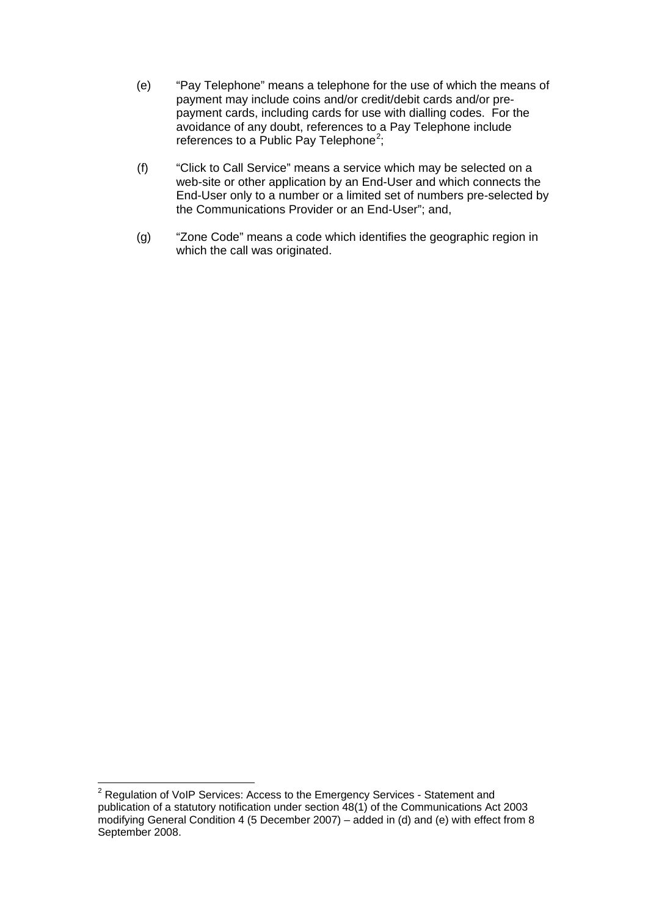(e) "Pay Telephone" means a telephone for the use of which the means of payment may include coins and/or credit/debit cards and/or pre-payment cards, including cards for use with dialling codes. For the avoidance of any doubt, references to a Pay Telephone include references to a Public Pay Telephone[2];

(f) "Click to Call Service" means a service which may be selected on a web-site or other application by an End-User and which connects the End-User only to a number or a limited set of numbers pre-selected by the Communications Provider or an End-User"; and,

(g) "Zone Code" means a code which identifies the geographic region in which the call was originated.

---

[2] Regulation of VoIP Services: Access to the Emergency Services - Statement and publication of a statutory notification under section 48(1) of the Communications Act 2003 modifying General Condition 4 (5 December 2007) – added in (d) and (e) with effect from 8 September 2008.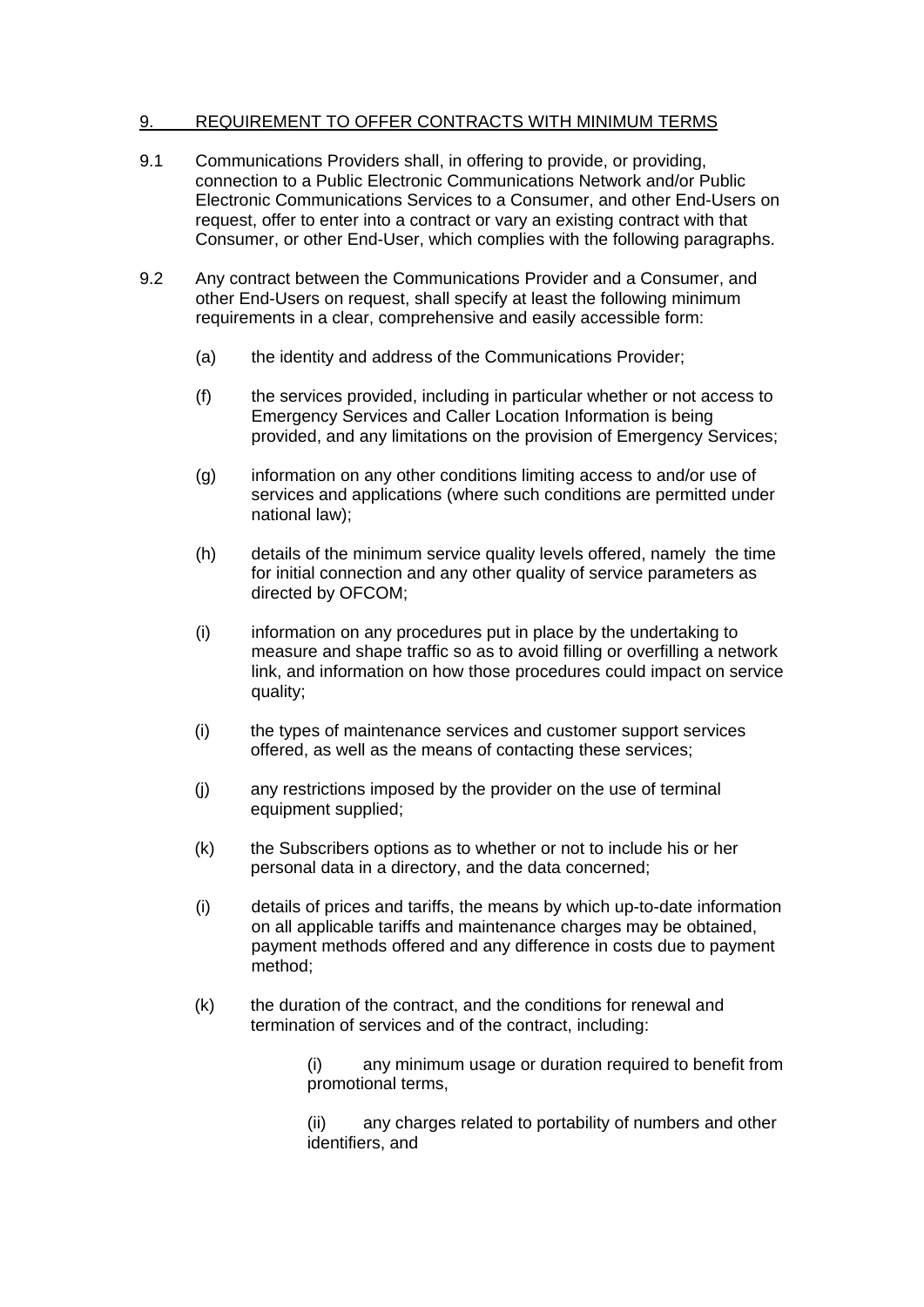## 9. REQUIREMENT TO OFFER CONTRACTS WITH MINIMUM TERMS

9.1 Communications Providers shall, in offering to provide, or providing, connection to a Public Electronic Communications Network and/or Public Electronic Communications Services to a Consumer, and other End-Users on request, offer to enter into a contract or vary an existing contract with that Consumer, or other End-User, which complies with the following paragraphs.

9.2 Any contract between the Communications Provider and a Consumer, and other End-Users on request, shall specify at least the following minimum requirements in a clear, comprehensive and easily accessible form:

(a) the identity and address of the Communications Provider;

(f) the services provided, including in particular whether or not access to Emergency Services and Caller Location Information is being provided, and any limitations on the provision of Emergency Services;

(g) information on any other conditions limiting access to and/or use of services and applications (where such conditions are permitted under national law);

(h) details of the minimum service quality levels offered, namely the time for initial connection and any other quality of service parameters as directed by OFCOM;

(i) information on any procedures put in place by the undertaking to measure and shape traffic so as to avoid filling or overfilling a network link, and information on how those procedures could impact on service quality;

(i) the types of maintenance services and customer support services offered, as well as the means of contacting these services;

(j) any restrictions imposed by the provider on the use of terminal equipment supplied;

(k) the Subscribers options as to whether or not to include his or her personal data in a directory, and the data concerned;

(i) details of prices and tariffs, the means by which up-to-date information on all applicable tariffs and maintenance charges may be obtained, payment methods offered and any difference in costs due to payment method;

(k) the duration of the contract, and the conditions for renewal and termination of services and of the contract, including:

> (i) any minimum usage or duration required to benefit from promotional terms,
>
> (ii) any charges related to portability of numbers and other identifiers, and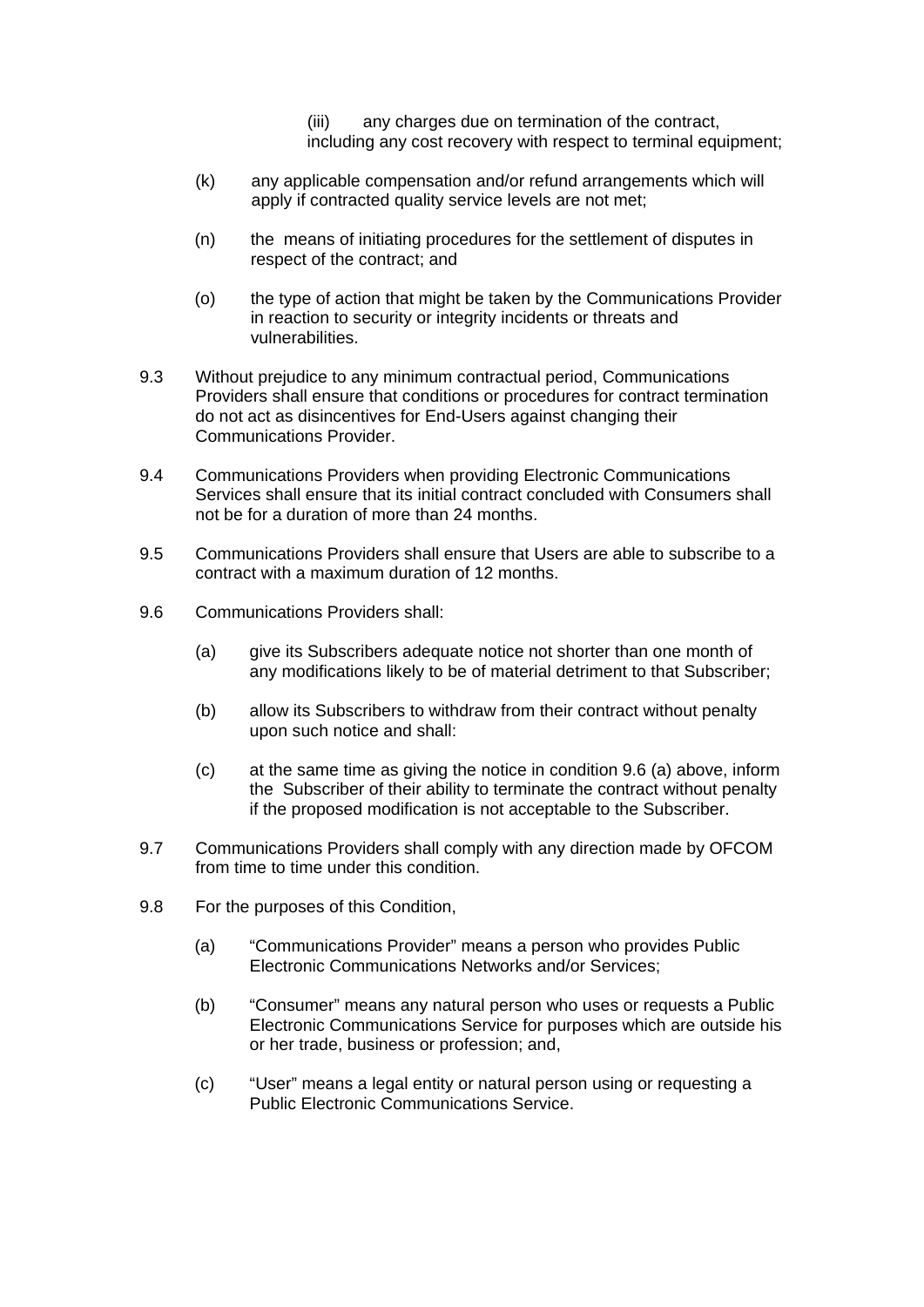(iii) any charges due on termination of the contract, including any cost recovery with respect to terminal equipment;

(k) any applicable compensation and/or refund arrangements which will apply if contracted quality service levels are not met;

(n) the means of initiating procedures for the settlement of disputes in respect of the contract; and

(o) the type of action that might be taken by the Communications Provider in reaction to security or integrity incidents or threats and vulnerabilities.

9.3 Without prejudice to any minimum contractual period, Communications Providers shall ensure that conditions or procedures for contract termination do not act as disincentives for End-Users against changing their Communications Provider.

9.4 Communications Providers when providing Electronic Communications Services shall ensure that its initial contract concluded with Consumers shall not be for a duration of more than 24 months.

9.5 Communications Providers shall ensure that Users are able to subscribe to a contract with a maximum duration of 12 months.

9.6 Communications Providers shall:

(a) give its Subscribers adequate notice not shorter than one month of any modifications likely to be of material detriment to that Subscriber;

(b) allow its Subscribers to withdraw from their contract without penalty upon such notice and shall:

(c) at the same time as giving the notice in condition 9.6 (a) above, inform the Subscriber of their ability to terminate the contract without penalty if the proposed modification is not acceptable to the Subscriber.

9.7 Communications Providers shall comply with any direction made by OFCOM from time to time under this condition.

9.8 For the purposes of this Condition,

(a) "Communications Provider" means a person who provides Public Electronic Communications Networks and/or Services;

(b) "Consumer" means any natural person who uses or requests a Public Electronic Communications Service for purposes which are outside his or her trade, business or profession; and,

(c) "User" means a legal entity or natural person using or requesting a Public Electronic Communications Service.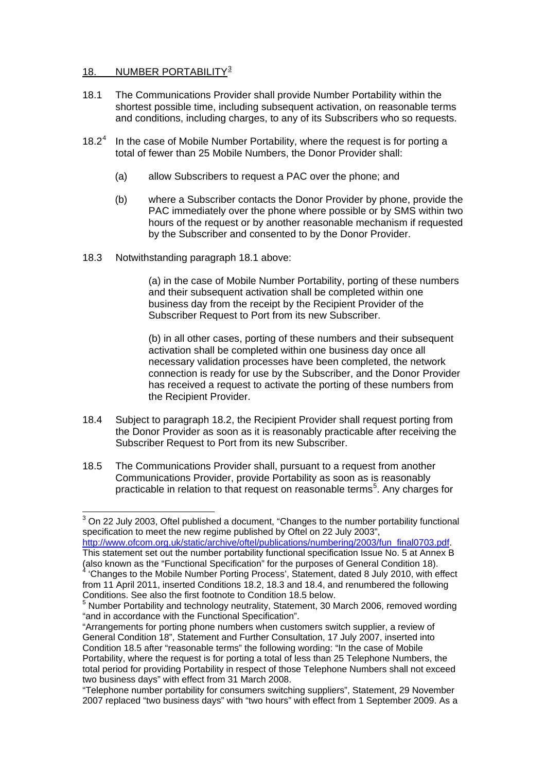## 18. NUMBER PORTABILITY[3]

18.1 The Communications Provider shall provide Number Portability within the shortest possible time, including subsequent activation, on reasonable terms and conditions, including charges, to any of its Subscribers who so requests.

18.2[4] In the case of Mobile Number Portability, where the request is for porting a total of fewer than 25 Mobile Numbers, the Donor Provider shall:

(a) allow Subscribers to request a PAC over the phone; and

(b) where a Subscriber contacts the Donor Provider by phone, provide the PAC immediately over the phone where possible or by SMS within two hours of the request or by another reasonable mechanism if requested by the Subscriber and consented to by the Donor Provider.

18.3 Notwithstanding paragraph 18.1 above:

(a) in the case of Mobile Number Portability, porting of these numbers and their subsequent activation shall be completed within one business day from the receipt by the Recipient Provider of the Subscriber Request to Port from its new Subscriber.

(b) in all other cases, porting of these numbers and their subsequent activation shall be completed within one business day once all necessary validation processes have been completed, the network connection is ready for use by the Subscriber, and the Donor Provider has received a request to activate the porting of these numbers from the Recipient Provider.

18.4 Subject to paragraph 18.2, the Recipient Provider shall request porting from the Donor Provider as soon as it is reasonably practicable after receiving the Subscriber Request to Port from its new Subscriber.

18.5 The Communications Provider shall, pursuant to a request from another Communications Provider, provide Portability as soon as is reasonably practicable in relation to that request on reasonable terms[5]. Any charges for

---

[3] On 22 July 2003, Oftel published a document, "Changes to the number portability functional specification to meet the new regime published by Oftel on 22 July 2003", http://www.ofcom.org.uk/static/archive/oftel/publications/numbering/2003/fun_final0703.pdf. This statement set out the number portability functional specification Issue No. 5 at Annex B (also known as the "Functional Specification" for the purposes of General Condition 18).

[4] 'Changes to the Mobile Number Porting Process', Statement, dated 8 July 2010, with effect from 11 April 2011, inserted Conditions 18.2, 18.3 and 18.4, and renumbered the following Conditions. See also the first footnote to Condition 18.5 below.

[5] Number Portability and technology neutrality, Statement, 30 March 2006, removed wording "and in accordance with the Functional Specification".

"Arrangements for porting phone numbers when customers switch supplier, a review of General Condition 18", Statement and Further Consultation, 17 July 2007, inserted into Condition 18.5 after "reasonable terms" the following wording: "In the case of Mobile Portability, where the request is for porting a total of less than 25 Telephone Numbers, the total period for providing Portability in respect of those Telephone Numbers shall not exceed two business days" with effect from 31 March 2008.

"Telephone number portability for consumers switching suppliers", Statement, 29 November 2007 replaced "two business days" with "two hours" with effect from 1 September 2009. As a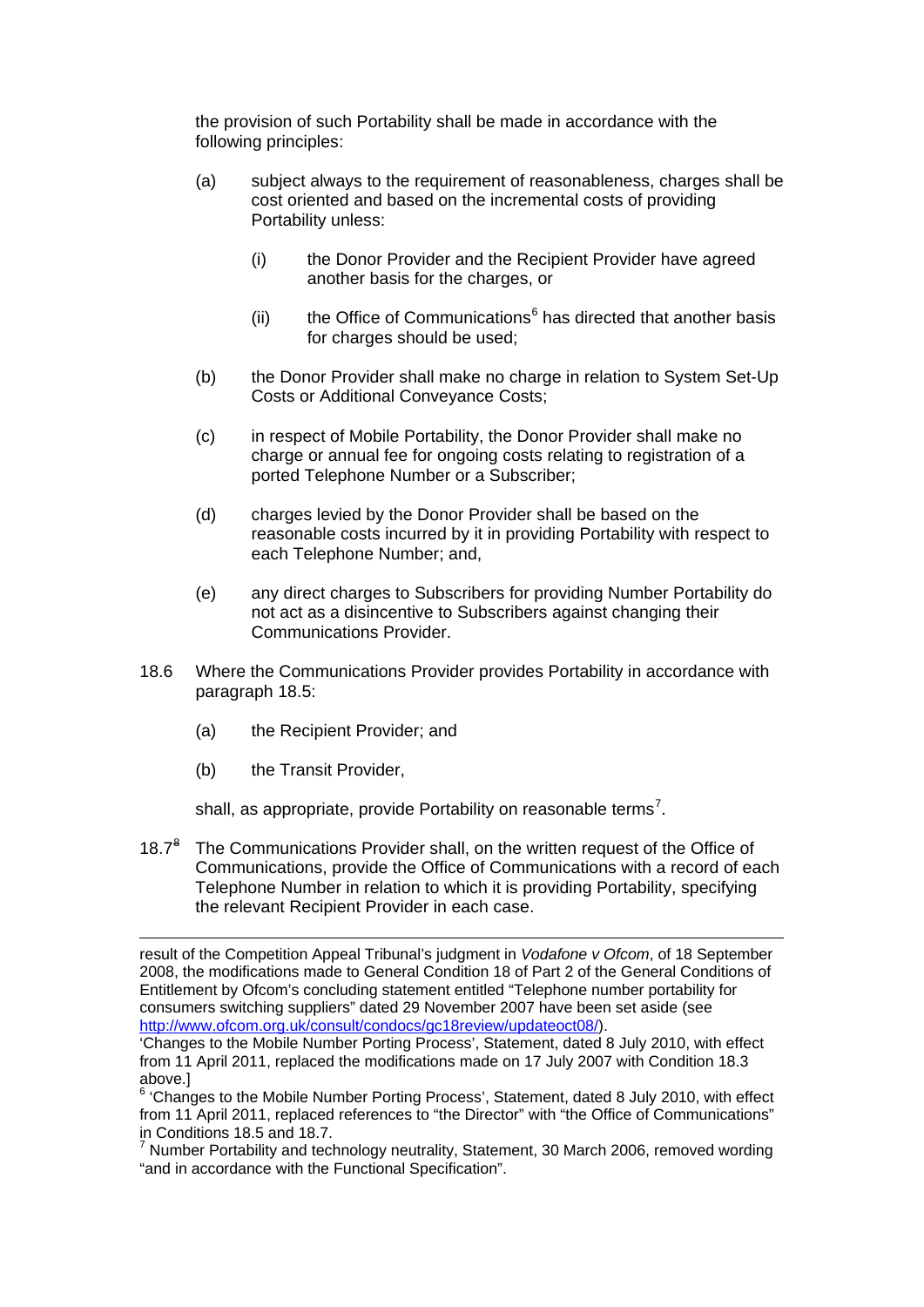the provision of such Portability shall be made in accordance with the following principles:

(a) subject always to the requirement of reasonableness, charges shall be cost oriented and based on the incremental costs of providing Portability unless:

(i) the Donor Provider and the Recipient Provider have agreed another basis for the charges, or

(ii) the Office of Communications[6] has directed that another basis for charges should be used;

(b) the Donor Provider shall make no charge in relation to System Set-Up Costs or Additional Conveyance Costs;

(c) in respect of Mobile Portability, the Donor Provider shall make no charge or annual fee for ongoing costs relating to registration of a ported Telephone Number or a Subscriber;

(d) charges levied by the Donor Provider shall be based on the reasonable costs incurred by it in providing Portability with respect to each Telephone Number; and,

(e) any direct charges to Subscribers for providing Number Portability do not act as a disincentive to Subscribers against changing their Communications Provider.

18.6 Where the Communications Provider provides Portability in accordance with paragraph 18.5:

(a) the Recipient Provider; and

(b) the Transit Provider,

shall, as appropriate, provide Portability on reasonable terms[7].

18.7[8] The Communications Provider shall, on the written request of the Office of Communications, provide the Office of Communications with a record of each Telephone Number in relation to which it is providing Portability, specifying the relevant Recipient Provider in each case.

---

result of the Competition Appeal Tribunal's judgment in *Vodafone v Ofcom*, of 18 September 2008, the modifications made to General Condition 18 of Part 2 of the General Conditions of Entitlement by Ofcom's concluding statement entitled "Telephone number portability for consumers switching suppliers" dated 29 November 2007 have been set aside (see http://www.ofcom.org.uk/consult/condocs/gc18review/updateoct08/).
'Changes to the Mobile Number Porting Process', Statement, dated 8 July 2010, with effect from 11 April 2011, replaced the modifications made on 17 July 2007 with Condition 18.3 above.]

[6] 'Changes to the Mobile Number Porting Process', Statement, dated 8 July 2010, with effect from 11 April 2011, replaced references to "the Director" with "the Office of Communications" in Conditions 18.5 and 18.7.

[7] Number Portability and technology neutrality, Statement, 30 March 2006, removed wording "and in accordance with the Functional Specification".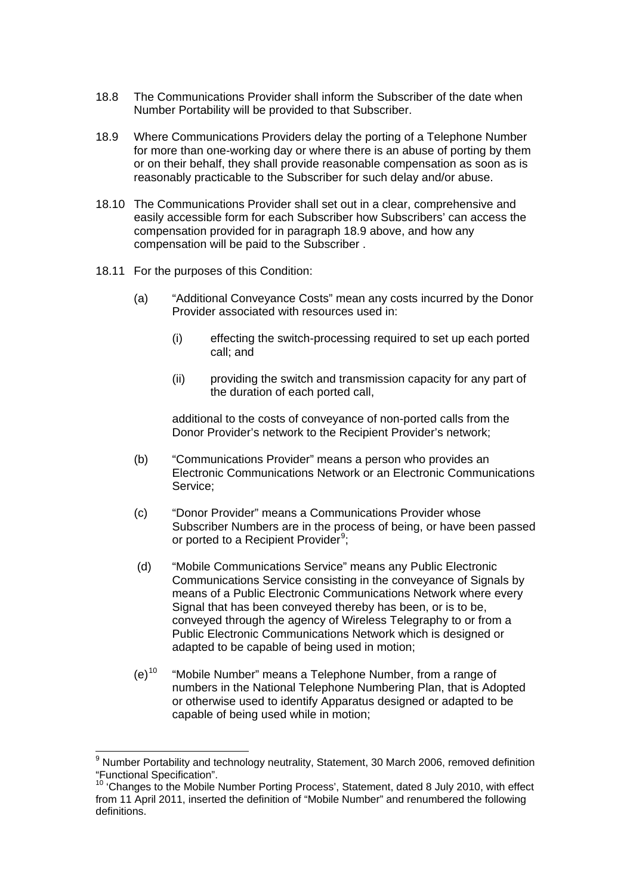18.8 The Communications Provider shall inform the Subscriber of the date when Number Portability will be provided to that Subscriber.

18.9 Where Communications Providers delay the porting of a Telephone Number for more than one-working day or where there is an abuse of porting by them or on their behalf, they shall provide reasonable compensation as soon as is reasonably practicable to the Subscriber for such delay and/or abuse.

18.10 The Communications Provider shall set out in a clear, comprehensive and easily accessible form for each Subscriber how Subscribers' can access the compensation provided for in paragraph 18.9 above, and how any compensation will be paid to the Subscriber .

18.11 For the purposes of this Condition:

(a) "Additional Conveyance Costs" mean any costs incurred by the Donor Provider associated with resources used in:

(i) effecting the switch-processing required to set up each ported call; and

(ii) providing the switch and transmission capacity for any part of the duration of each ported call,

additional to the costs of conveyance of non-ported calls from the Donor Provider's network to the Recipient Provider's network;

(b) "Communications Provider" means a person who provides an Electronic Communications Network or an Electronic Communications Service;

(c) "Donor Provider" means a Communications Provider whose Subscriber Numbers are in the process of being, or have been passed or ported to a Recipient Provider[9];

(d) "Mobile Communications Service" means any Public Electronic Communications Service consisting in the conveyance of Signals by means of a Public Electronic Communications Network where every Signal that has been conveyed thereby has been, or is to be, conveyed through the agency of Wireless Telegraphy to or from a Public Electronic Communications Network which is designed or adapted to be capable of being used in motion;

(e)[10] "Mobile Number" means a Telephone Number, from a range of numbers in the National Telephone Numbering Plan, that is Adopted or otherwise used to identify Apparatus designed or adapted to be capable of being used while in motion;

---

[9] Number Portability and technology neutrality, Statement, 30 March 2006, removed definition "Functional Specification".

[10] 'Changes to the Mobile Number Porting Process', Statement, dated 8 July 2010, with effect from 11 April 2011, inserted the definition of "Mobile Number" and renumbered the following definitions.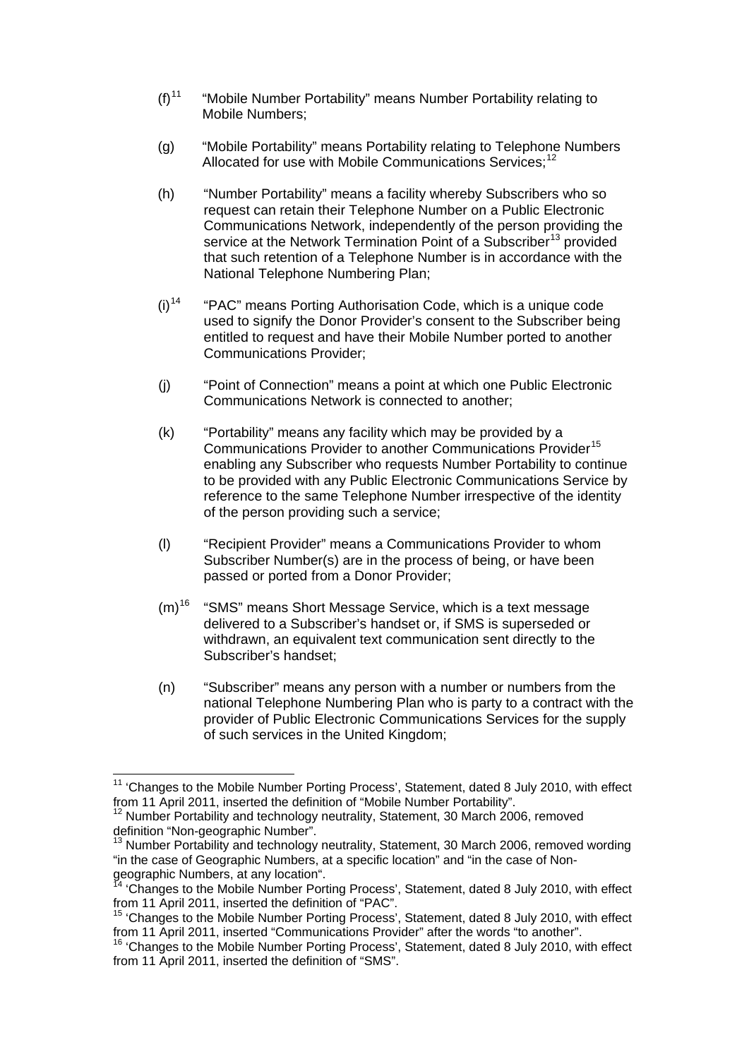(f)[11] "Mobile Number Portability" means Number Portability relating to Mobile Numbers;

(g) "Mobile Portability" means Portability relating to Telephone Numbers Allocated for use with Mobile Communications Services;[12]

(h) "Number Portability" means a facility whereby Subscribers who so request can retain their Telephone Number on a Public Electronic Communications Network, independently of the person providing the service at the Network Termination Point of a Subscriber[13] provided that such retention of a Telephone Number is in accordance with the National Telephone Numbering Plan;

(i)[14] "PAC" means Porting Authorisation Code, which is a unique code used to signify the Donor Provider's consent to the Subscriber being entitled to request and have their Mobile Number ported to another Communications Provider;

(j) "Point of Connection" means a point at which one Public Electronic Communications Network is connected to another;

(k) "Portability" means any facility which may be provided by a Communications Provider to another Communications Provider[15] enabling any Subscriber who requests Number Portability to continue to be provided with any Public Electronic Communications Service by reference to the same Telephone Number irrespective of the identity of the person providing such a service;

(l) "Recipient Provider" means a Communications Provider to whom Subscriber Number(s) are in the process of being, or have been passed or ported from a Donor Provider;

(m)[16] "SMS" means Short Message Service, which is a text message delivered to a Subscriber's handset or, if SMS is superseded or withdrawn, an equivalent text communication sent directly to the Subscriber's handset;

(n) "Subscriber" means any person with a number or numbers from the national Telephone Numbering Plan who is party to a contract with the provider of Public Electronic Communications Services for the supply of such services in the United Kingdom;

---

[11] 'Changes to the Mobile Number Porting Process', Statement, dated 8 July 2010, with effect from 11 April 2011, inserted the definition of "Mobile Number Portability".

[12] Number Portability and technology neutrality, Statement, 30 March 2006, removed definition "Non-geographic Number".

[13] Number Portability and technology neutrality, Statement, 30 March 2006, removed wording "in the case of Geographic Numbers, at a specific location" and "in the case of Non-geographic Numbers, at any location".

[14] 'Changes to the Mobile Number Porting Process', Statement, dated 8 July 2010, with effect from 11 April 2011, inserted the definition of "PAC".

[15] 'Changes to the Mobile Number Porting Process', Statement, dated 8 July 2010, with effect from 11 April 2011, inserted "Communications Provider" after the words "to another".

[16] 'Changes to the Mobile Number Porting Process', Statement, dated 8 July 2010, with effect from 11 April 2011, inserted the definition of "SMS".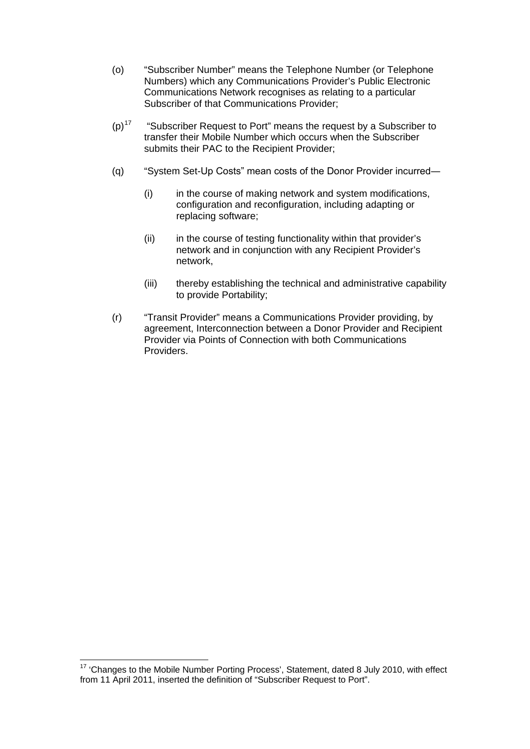(o) “Subscriber Number” means the Telephone Number (or Telephone Numbers) which any Communications Provider’s Public Electronic Communications Network recognises as relating to a particular Subscriber of that Communications Provider;

(p)[17] “Subscriber Request to Port” means the request by a Subscriber to transfer their Mobile Number which occurs when the Subscriber submits their PAC to the Recipient Provider;

(q) “System Set-Up Costs” mean costs of the Donor Provider incurred—

(i) in the course of making network and system modifications, configuration and reconfiguration, including adapting or replacing software;

(ii) in the course of testing functionality within that provider’s network and in conjunction with any Recipient Provider’s network,

(iii) thereby establishing the technical and administrative capability to provide Portability;

(r) “Transit Provider” means a Communications Provider providing, by agreement, Interconnection between a Donor Provider and Recipient Provider via Points of Connection with both Communications Providers.

---

[17] ‘Changes to the Mobile Number Porting Process’, Statement, dated 8 July 2010, with effect from 11 April 2011, inserted the definition of “Subscriber Request to Port”.